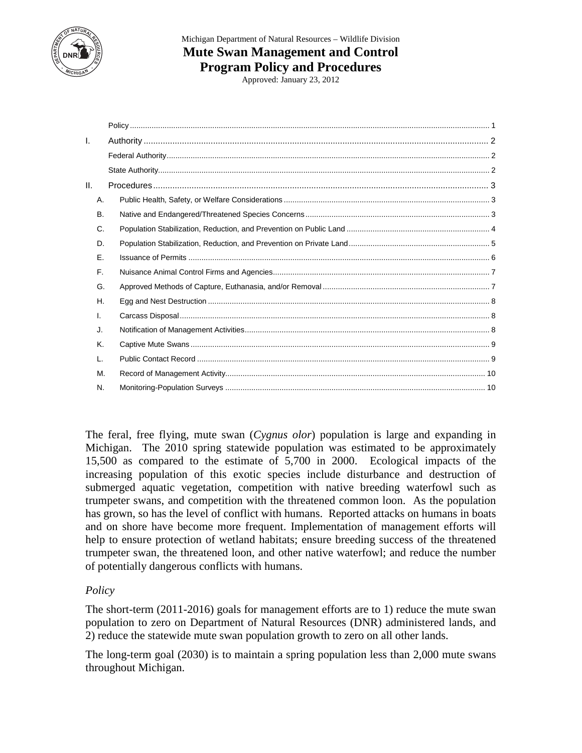Michigan Department of Natural Resources – Wildlife Division

# Mute Swan Management and Control Program Policy and Procedures

Approved: January 23, 2012

Policy ........ 1

I. Authority ........ 2
- Federal Authority ........ 2
- State Authority ........ 2

II. Procedures ........ 3
- A. Public Health, Safety, or Welfare Considerations ........ 3
- B. Native and Endangered/Threatened Species Concerns ........ 3
- C. Population Stabilization, Reduction, and Prevention on Public Land ........ 4
- D. Population Stabilization, Reduction, and Prevention on Private Land ........ 5
- E. Issuance of Permits ........ 6
- F. Nuisance Animal Control Firms and Agencies ........ 7
- G. Approved Methods of Capture, Euthanasia, and/or Removal ........ 7
- H. Egg and Nest Destruction ........ 8
- I. Carcass Disposal ........ 8
- J. Notification of Management Activities ........ 8
- K. Captive Mute Swans ........ 9
- L. Public Contact Record ........ 9
- M. Record of Management Activity ........ 10
- N. Monitoring-Population Surveys ........ 10

The feral, free flying, mute swan (*Cygnus olor*) population is large and expanding in Michigan. The 2010 spring statewide population was estimated to be approximately 15,500 as compared to the estimate of 5,700 in 2000. Ecological impacts of the increasing population of this exotic species include disturbance and destruction of submerged aquatic vegetation, competition with native breeding waterfowl such as trumpeter swans, and competition with the threatened common loon. As the population has grown, so has the level of conflict with humans. Reported attacks on humans in boats and on shore have become more frequent. Implementation of management efforts will help to ensure protection of wetland habitats; ensure breeding success of the threatened trumpeter swan, the threatened loon, and other native waterfowl; and reduce the number of potentially dangerous conflicts with humans.

## *Policy*

The short-term (2011-2016) goals for management efforts are to 1) reduce the mute swan population to zero on Department of Natural Resources (DNR) administered lands, and 2) reduce the statewide mute swan population growth to zero on all other lands.

The long-term goal (2030) is to maintain a spring population less than 2,000 mute swans throughout Michigan.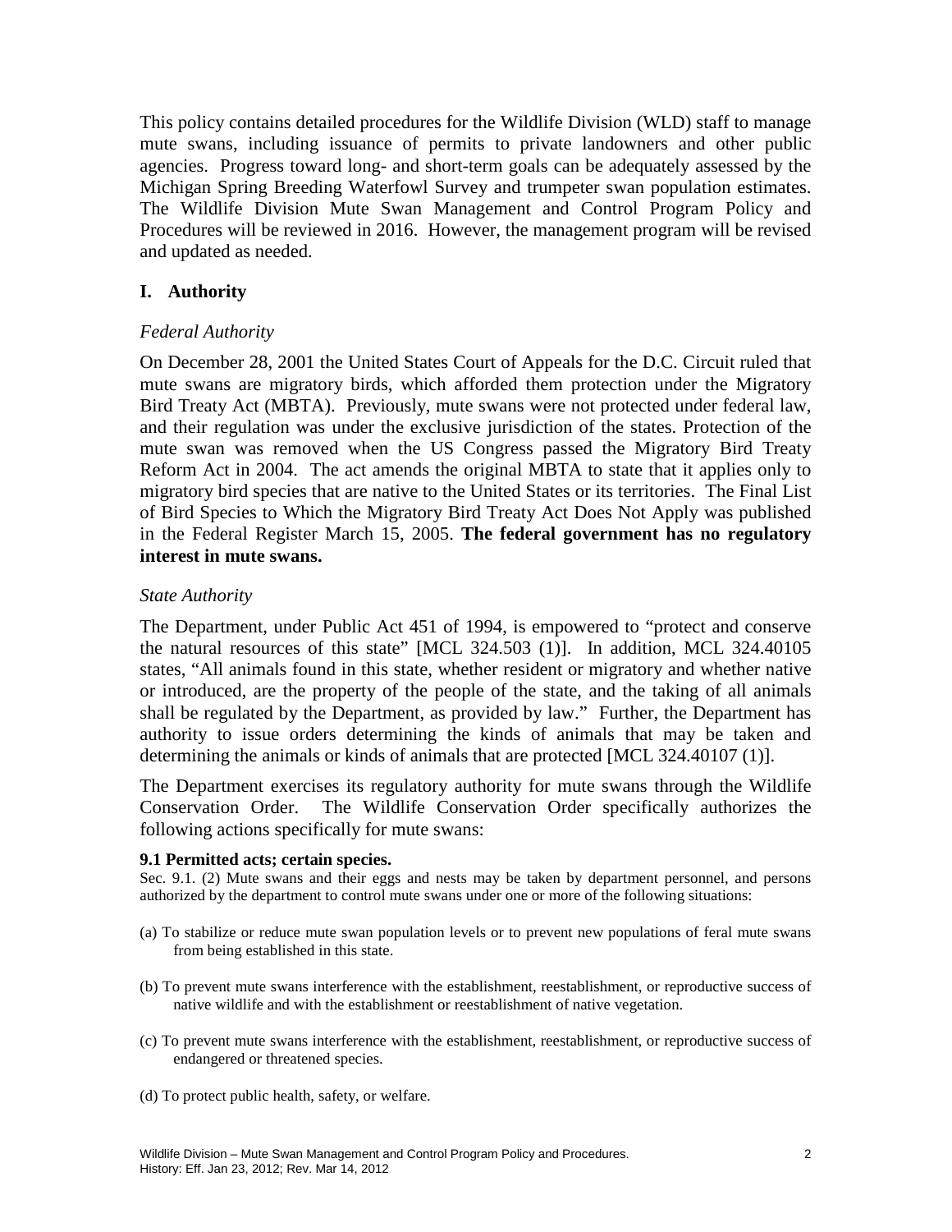This policy contains detailed procedures for the Wildlife Division (WLD) staff to manage mute swans, including issuance of permits to private landowners and other public agencies. Progress toward long- and short-term goals can be adequately assessed by the Michigan Spring Breeding Waterfowl Survey and trumpeter swan population estimates. The Wildlife Division Mute Swan Management and Control Program Policy and Procedures will be reviewed in 2016. However, the management program will be revised and updated as needed.

## I. Authority

### *Federal Authority*

On December 28, 2001 the United States Court of Appeals for the D.C. Circuit ruled that mute swans are migratory birds, which afforded them protection under the Migratory Bird Treaty Act (MBTA). Previously, mute swans were not protected under federal law, and their regulation was under the exclusive jurisdiction of the states. Protection of the mute swan was removed when the US Congress passed the Migratory Bird Treaty Reform Act in 2004. The act amends the original MBTA to state that it applies only to migratory bird species that are native to the United States or its territories. The Final List of Bird Species to Which the Migratory Bird Treaty Act Does Not Apply was published in the Federal Register March 15, 2005. **The federal government has no regulatory interest in mute swans.**

### *State Authority*

The Department, under Public Act 451 of 1994, is empowered to "protect and conserve the natural resources of this state" [MCL 324.503 (1)]. In addition, MCL 324.40105 states, "All animals found in this state, whether resident or migratory and whether native or introduced, are the property of the people of the state, and the taking of all animals shall be regulated by the Department, as provided by law." Further, the Department has authority to issue orders determining the kinds of animals that may be taken and determining the animals or kinds of animals that are protected [MCL 324.40107 (1)].

The Department exercises its regulatory authority for mute swans through the Wildlife Conservation Order. The Wildlife Conservation Order specifically authorizes the following actions specifically for mute swans:

**9.1 Permitted acts; certain species.**

Sec. 9.1. (2) Mute swans and their eggs and nests may be taken by department personnel, and persons authorized by the department to control mute swans under one or more of the following situations:

(a) To stabilize or reduce mute swan population levels or to prevent new populations of feral mute swans from being established in this state.

(b) To prevent mute swans interference with the establishment, reestablishment, or reproductive success of native wildlife and with the establishment or reestablishment of native vegetation.

(c) To prevent mute swans interference with the establishment, reestablishment, or reproductive success of endangered or threatened species.

(d) To protect public health, safety, or welfare.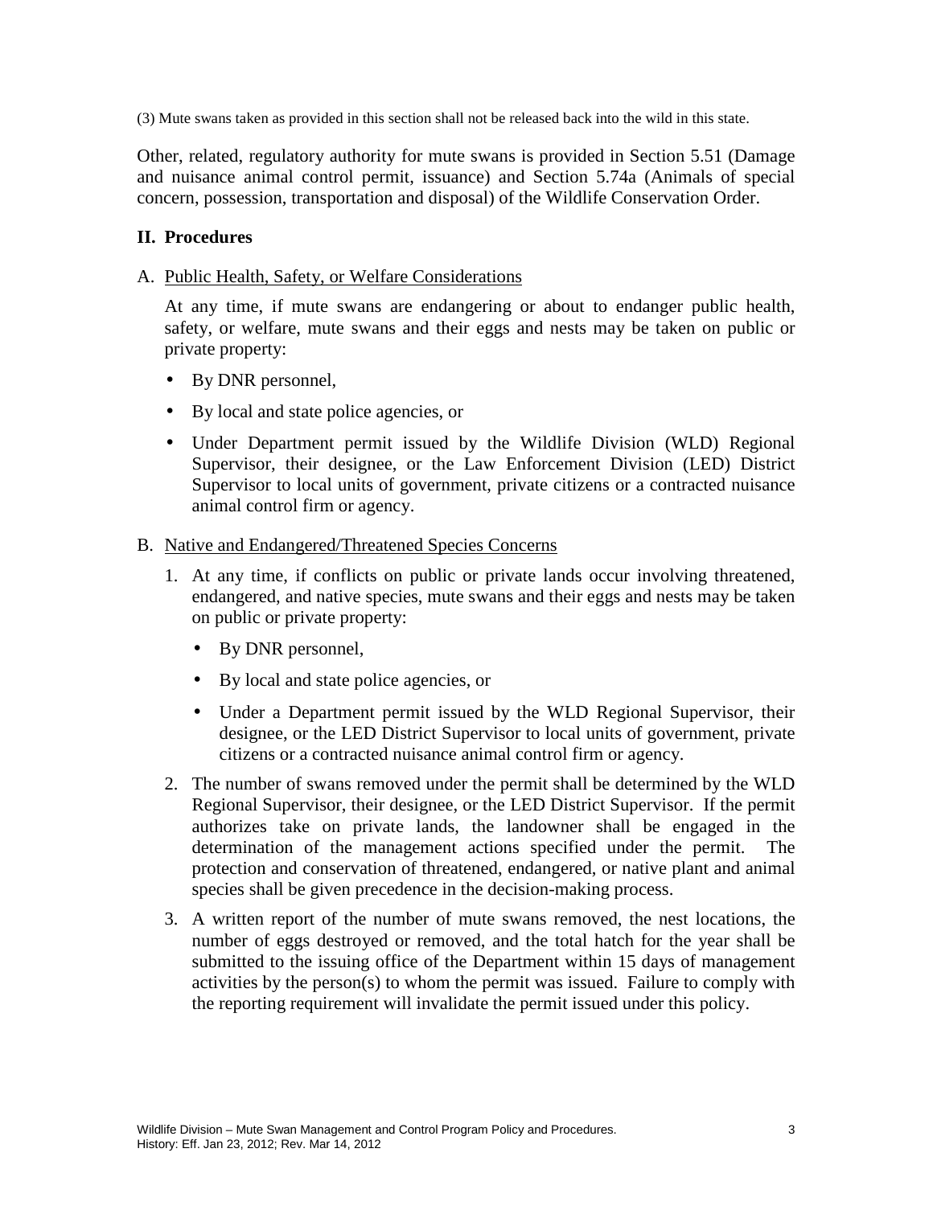(3) Mute swans taken as provided in this section shall not be released back into the wild in this state.

Other, related, regulatory authority for mute swans is provided in Section 5.51 (Damage and nuisance animal control permit, issuance) and Section 5.74a (Animals of special concern, possession, transportation and disposal) of the Wildlife Conservation Order.

## II. Procedures

A. Public Health, Safety, or Welfare Considerations

At any time, if mute swans are endangering or about to endanger public health, safety, or welfare, mute swans and their eggs and nests may be taken on public or private property:

- By DNR personnel,
- By local and state police agencies, or
- Under Department permit issued by the Wildlife Division (WLD) Regional Supervisor, their designee, or the Law Enforcement Division (LED) District Supervisor to local units of government, private citizens or a contracted nuisance animal control firm or agency.

B. Native and Endangered/Threatened Species Concerns

1. At any time, if conflicts on public or private lands occur involving threatened, endangered, and native species, mute swans and their eggs and nests may be taken on public or private property:
   - By DNR personnel,
   - By local and state police agencies, or
   - Under a Department permit issued by the WLD Regional Supervisor, their designee, or the LED District Supervisor to local units of government, private citizens or a contracted nuisance animal control firm or agency.
2. The number of swans removed under the permit shall be determined by the WLD Regional Supervisor, their designee, or the LED District Supervisor. If the permit authorizes take on private lands, the landowner shall be engaged in the determination of the management actions specified under the permit. The protection and conservation of threatened, endangered, or native plant and animal species shall be given precedence in the decision-making process.
3. A written report of the number of mute swans removed, the nest locations, the number of eggs destroyed or removed, and the total hatch for the year shall be submitted to the issuing office of the Department within 15 days of management activities by the person(s) to whom the permit was issued. Failure to comply with the reporting requirement will invalidate the permit issued under this policy.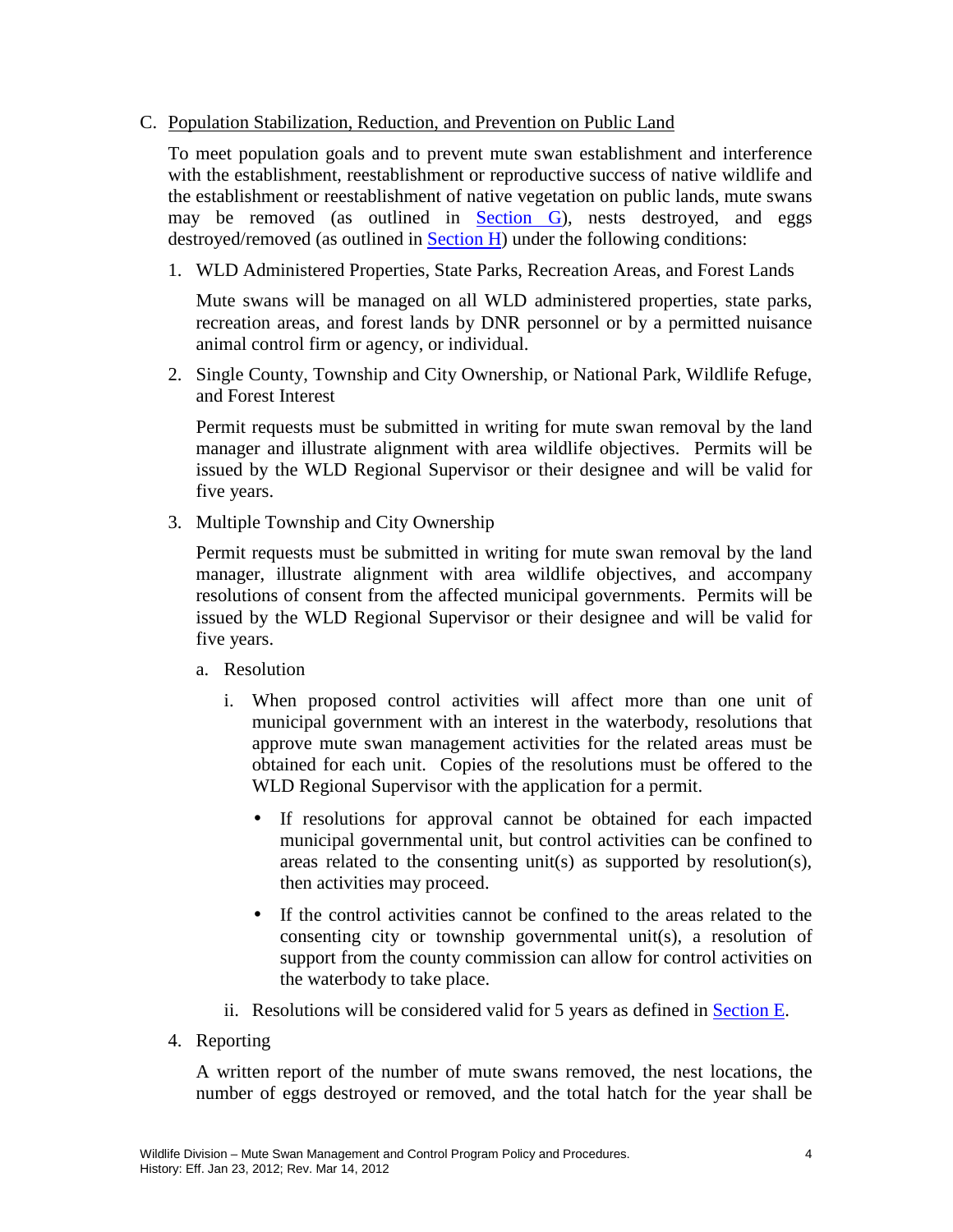C. Population Stabilization, Reduction, and Prevention on Public Land

To meet population goals and to prevent mute swan establishment and interference with the establishment, reestablishment or reproductive success of native wildlife and the establishment or reestablishment of native vegetation on public lands, mute swans may be removed (as outlined in Section G), nests destroyed, and eggs destroyed/removed (as outlined in Section H) under the following conditions:

1. WLD Administered Properties, State Parks, Recreation Areas, and Forest Lands

   Mute swans will be managed on all WLD administered properties, state parks, recreation areas, and forest lands by DNR personnel or by a permitted nuisance animal control firm or agency, or individual.

2. Single County, Township and City Ownership, or National Park, Wildlife Refuge, and Forest Interest

   Permit requests must be submitted in writing for mute swan removal by the land manager and illustrate alignment with area wildlife objectives. Permits will be issued by the WLD Regional Supervisor or their designee and will be valid for five years.

3. Multiple Township and City Ownership

   Permit requests must be submitted in writing for mute swan removal by the land manager, illustrate alignment with area wildlife objectives, and accompany resolutions of consent from the affected municipal governments. Permits will be issued by the WLD Regional Supervisor or their designee and will be valid for five years.

   a. Resolution

      i. When proposed control activities will affect more than one unit of municipal government with an interest in the waterbody, resolutions that approve mute swan management activities for the related areas must be obtained for each unit. Copies of the resolutions must be offered to the WLD Regional Supervisor with the application for a permit.

         - If resolutions for approval cannot be obtained for each impacted municipal governmental unit, but control activities can be confined to areas related to the consenting unit(s) as supported by resolution(s), then activities may proceed.

         - If the control activities cannot be confined to the areas related to the consenting city or township governmental unit(s), a resolution of support from the county commission can allow for control activities on the waterbody to take place.

      ii. Resolutions will be considered valid for 5 years as defined in Section E.

4. Reporting

   A written report of the number of mute swans removed, the nest locations, the number of eggs destroyed or removed, and the total hatch for the year shall be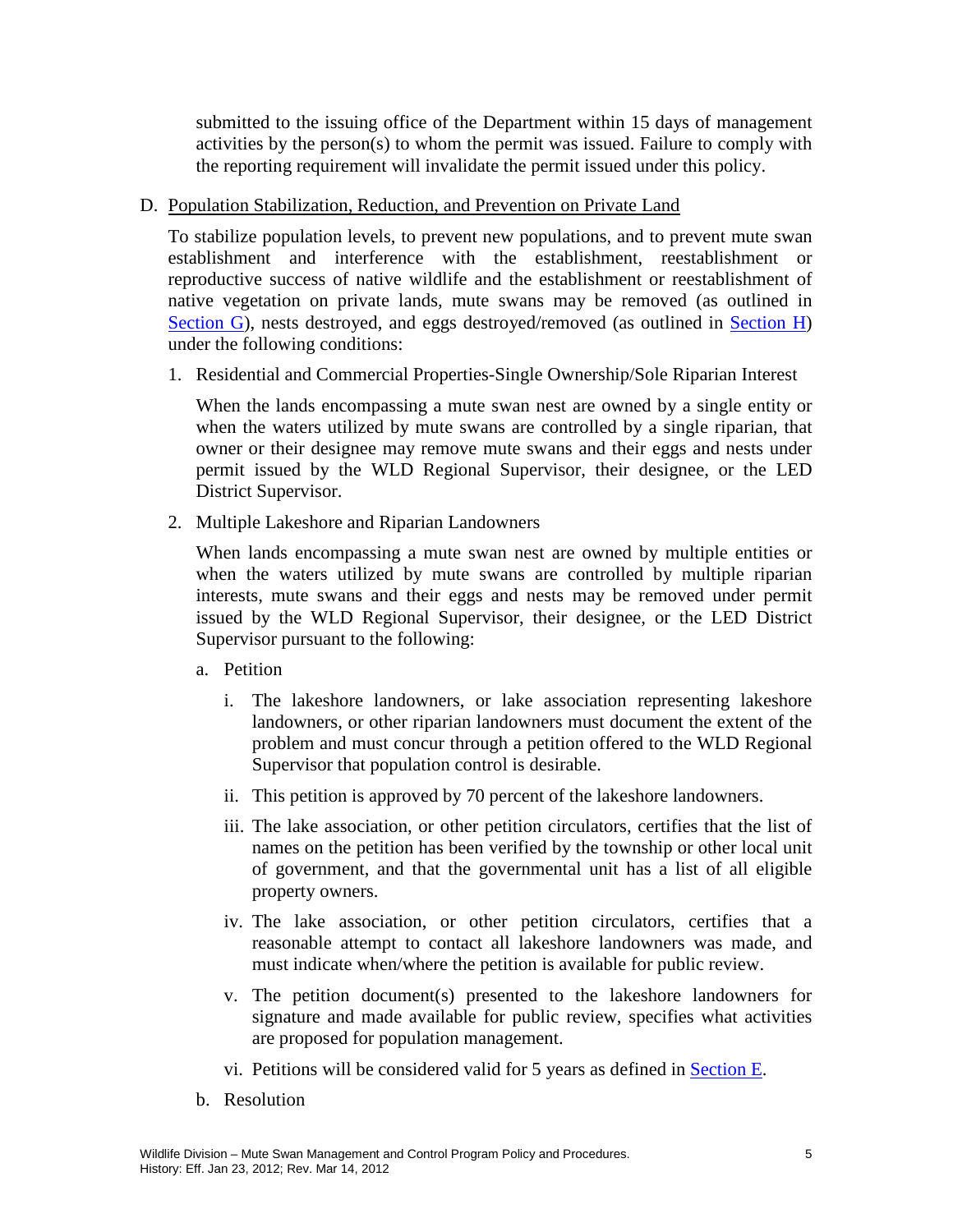submitted to the issuing office of the Department within 15 days of management activities by the person(s) to whom the permit was issued. Failure to comply with the reporting requirement will invalidate the permit issued under this policy.

D. Population Stabilization, Reduction, and Prevention on Private Land

To stabilize population levels, to prevent new populations, and to prevent mute swan establishment and interference with the establishment, reestablishment or reproductive success of native wildlife and the establishment or reestablishment of native vegetation on private lands, mute swans may be removed (as outlined in Section G), nests destroyed, and eggs destroyed/removed (as outlined in Section H) under the following conditions:

1. Residential and Commercial Properties-Single Ownership/Sole Riparian Interest

   When the lands encompassing a mute swan nest are owned by a single entity or when the waters utilized by mute swans are controlled by a single riparian, that owner or their designee may remove mute swans and their eggs and nests under permit issued by the WLD Regional Supervisor, their designee, or the LED District Supervisor.

2. Multiple Lakeshore and Riparian Landowners

   When lands encompassing a mute swan nest are owned by multiple entities or when the waters utilized by mute swans are controlled by multiple riparian interests, mute swans and their eggs and nests may be removed under permit issued by the WLD Regional Supervisor, their designee, or the LED District Supervisor pursuant to the following:

   a. Petition

      i. The lakeshore landowners, or lake association representing lakeshore landowners, or other riparian landowners must document the extent of the problem and must concur through a petition offered to the WLD Regional Supervisor that population control is desirable.

      ii. This petition is approved by 70 percent of the lakeshore landowners.

      iii. The lake association, or other petition circulators, certifies that the list of names on the petition has been verified by the township or other local unit of government, and that the governmental unit has a list of all eligible property owners.

      iv. The lake association, or other petition circulators, certifies that a reasonable attempt to contact all lakeshore landowners was made, and must indicate when/where the petition is available for public review.

      v. The petition document(s) presented to the lakeshore landowners for signature and made available for public review, specifies what activities are proposed for population management.

      vi. Petitions will be considered valid for 5 years as defined in Section E.

   b. Resolution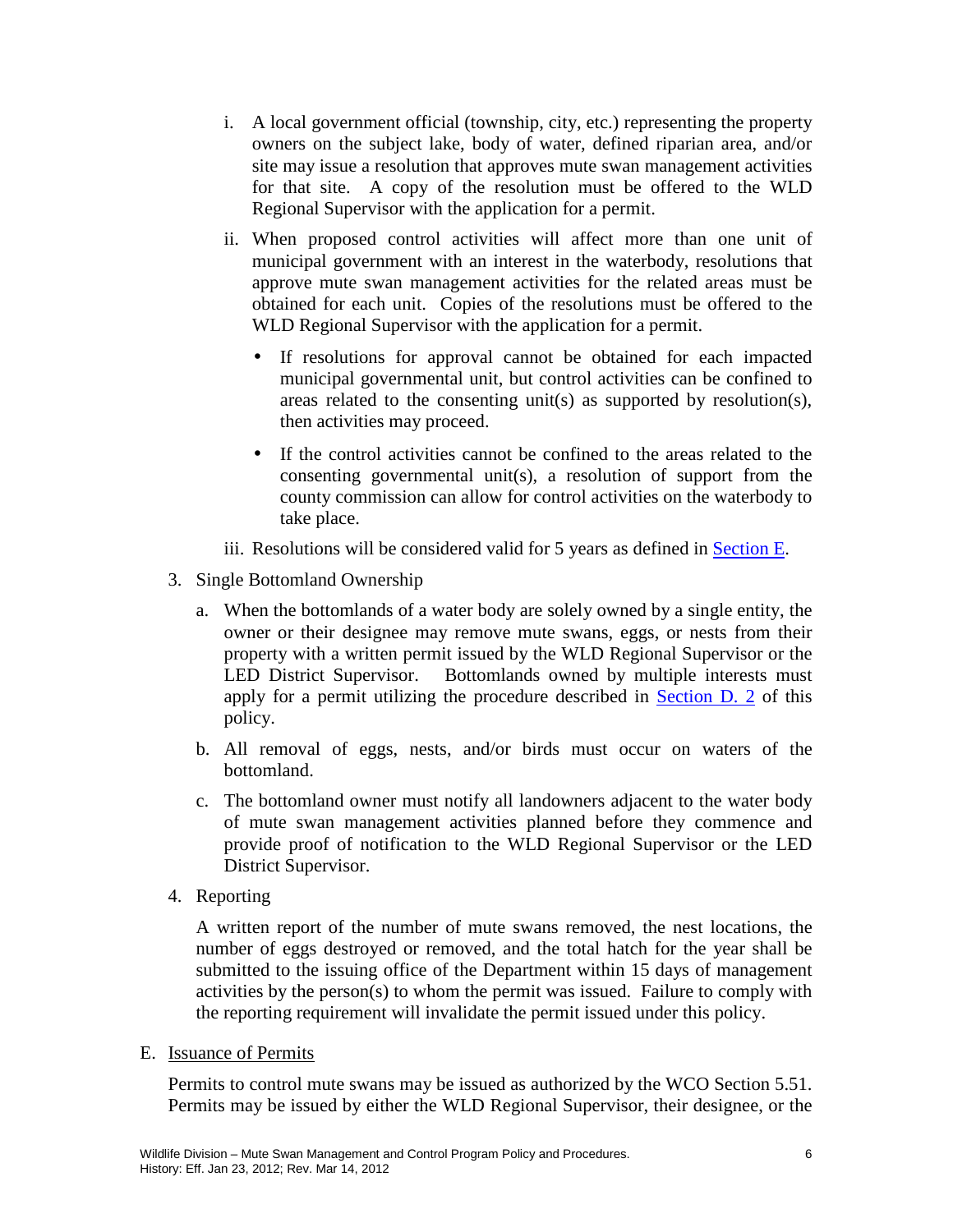i. A local government official (township, city, etc.) representing the property owners on the subject lake, body of water, defined riparian area, and/or site may issue a resolution that approves mute swan management activities for that site. A copy of the resolution must be offered to the WLD Regional Supervisor with the application for a permit.

ii. When proposed control activities will affect more than one unit of municipal government with an interest in the waterbody, resolutions that approve mute swan management activities for the related areas must be obtained for each unit. Copies of the resolutions must be offered to the WLD Regional Supervisor with the application for a permit.

- If resolutions for approval cannot be obtained for each impacted municipal governmental unit, but control activities can be confined to areas related to the consenting unit(s) as supported by resolution(s), then activities may proceed.
- If the control activities cannot be confined to the areas related to the consenting governmental unit(s), a resolution of support from the county commission can allow for control activities on the waterbody to take place.

iii. Resolutions will be considered valid for 5 years as defined in Section E.

3. Single Bottomland Ownership

   a. When the bottomlands of a water body are solely owned by a single entity, the owner or their designee may remove mute swans, eggs, or nests from their property with a written permit issued by the WLD Regional Supervisor or the LED District Supervisor. Bottomlands owned by multiple interests must apply for a permit utilizing the procedure described in Section D. 2 of this policy.

   b. All removal of eggs, nests, and/or birds must occur on waters of the bottomland.

   c. The bottomland owner must notify all landowners adjacent to the water body of mute swan management activities planned before they commence and provide proof of notification to the WLD Regional Supervisor or the LED District Supervisor.

4. Reporting

   A written report of the number of mute swans removed, the nest locations, the number of eggs destroyed or removed, and the total hatch for the year shall be submitted to the issuing office of the Department within 15 days of management activities by the person(s) to whom the permit was issued. Failure to comply with the reporting requirement will invalidate the permit issued under this policy.

E. Issuance of Permits

Permits to control mute swans may be issued as authorized by the WCO Section 5.51. Permits may be issued by either the WLD Regional Supervisor, their designee, or the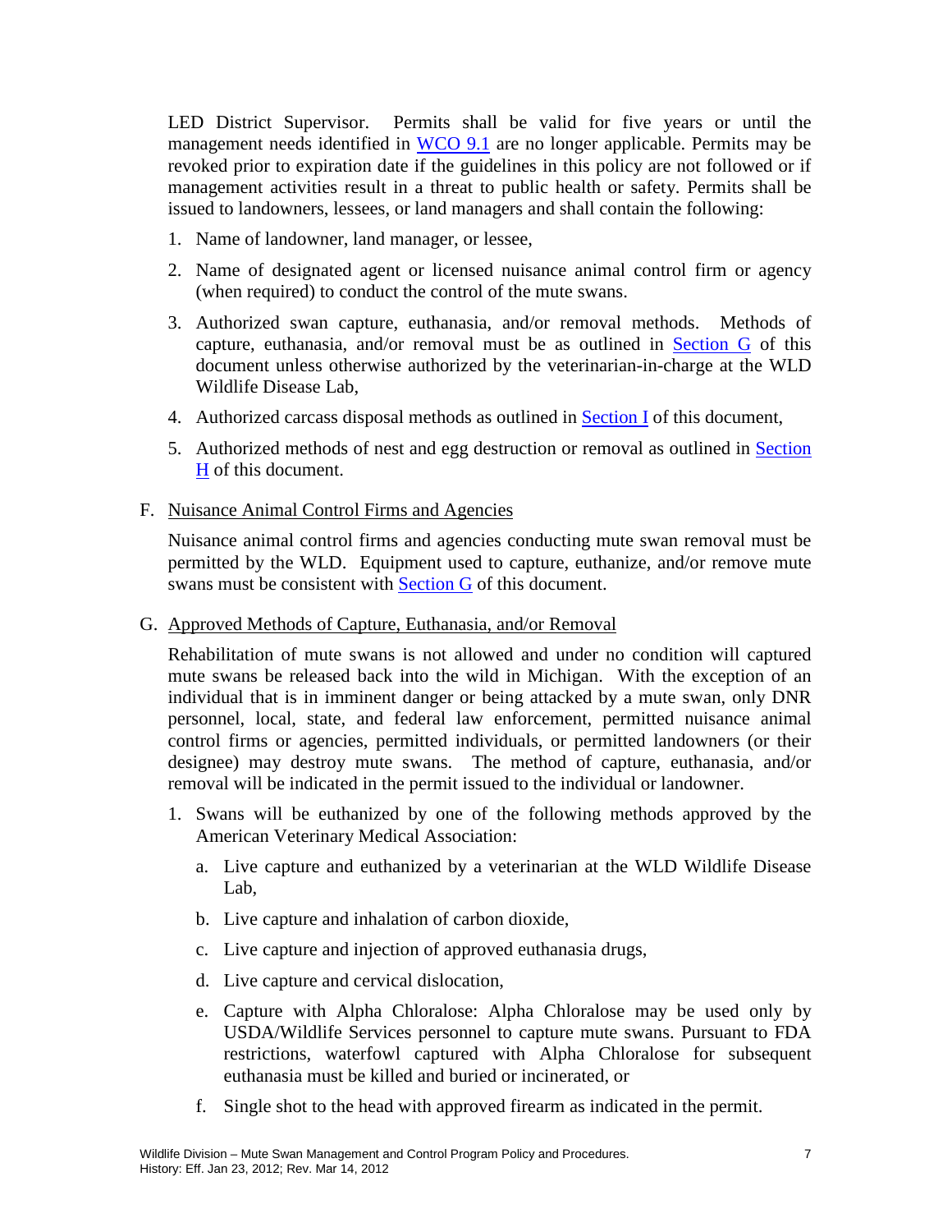LED District Supervisor. Permits shall be valid for five years or until the management needs identified in WCO 9.1 are no longer applicable. Permits may be revoked prior to expiration date if the guidelines in this policy are not followed or if management activities result in a threat to public health or safety. Permits shall be issued to landowners, lessees, or land managers and shall contain the following:

1. Name of landowner, land manager, or lessee,
2. Name of designated agent or licensed nuisance animal control firm or agency (when required) to conduct the control of the mute swans.
3. Authorized swan capture, euthanasia, and/or removal methods. Methods of capture, euthanasia, and/or removal must be as outlined in Section G of this document unless otherwise authorized by the veterinarian-in-charge at the WLD Wildlife Disease Lab,
4. Authorized carcass disposal methods as outlined in Section I of this document,
5. Authorized methods of nest and egg destruction or removal as outlined in Section H of this document.

F. Nuisance Animal Control Firms and Agencies

Nuisance animal control firms and agencies conducting mute swan removal must be permitted by the WLD. Equipment used to capture, euthanize, and/or remove mute swans must be consistent with Section G of this document.

G. Approved Methods of Capture, Euthanasia, and/or Removal

Rehabilitation of mute swans is not allowed and under no condition will captured mute swans be released back into the wild in Michigan. With the exception of an individual that is in imminent danger or being attacked by a mute swan, only DNR personnel, local, state, and federal law enforcement, permitted nuisance animal control firms or agencies, permitted individuals, or permitted landowners (or their designee) may destroy mute swans. The method of capture, euthanasia, and/or removal will be indicated in the permit issued to the individual or landowner.

1. Swans will be euthanized by one of the following methods approved by the American Veterinary Medical Association:
   a. Live capture and euthanized by a veterinarian at the WLD Wildlife Disease Lab,
   b. Live capture and inhalation of carbon dioxide,
   c. Live capture and injection of approved euthanasia drugs,
   d. Live capture and cervical dislocation,
   e. Capture with Alpha Chloralose: Alpha Chloralose may be used only by USDA/Wildlife Services personnel to capture mute swans. Pursuant to FDA restrictions, waterfowl captured with Alpha Chloralose for subsequent euthanasia must be killed and buried or incinerated, or
   f. Single shot to the head with approved firearm as indicated in the permit.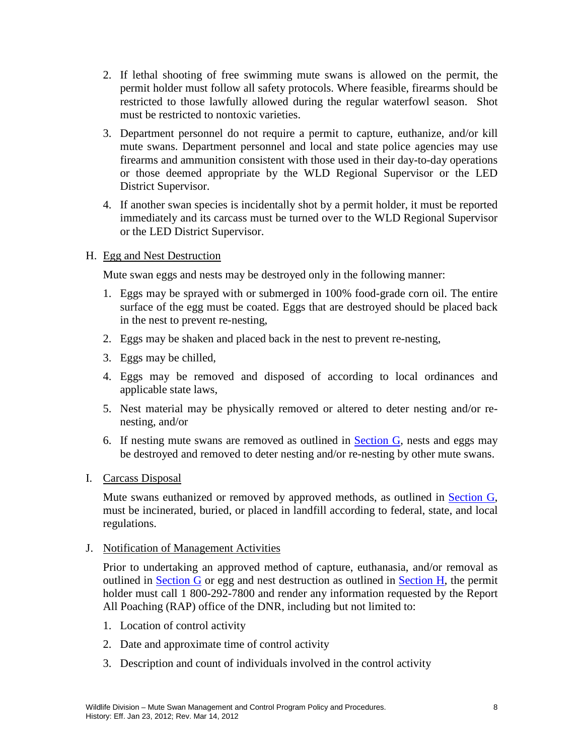2. If lethal shooting of free swimming mute swans is allowed on the permit, the permit holder must follow all safety protocols. Where feasible, firearms should be restricted to those lawfully allowed during the regular waterfowl season. Shot must be restricted to nontoxic varieties.

3. Department personnel do not require a permit to capture, euthanize, and/or kill mute swans. Department personnel and local and state police agencies may use firearms and ammunition consistent with those used in their day-to-day operations or those deemed appropriate by the WLD Regional Supervisor or the LED District Supervisor.

4. If another swan species is incidentally shot by a permit holder, it must be reported immediately and its carcass must be turned over to the WLD Regional Supervisor or the LED District Supervisor.

H. Egg and Nest Destruction

Mute swan eggs and nests may be destroyed only in the following manner:

1. Eggs may be sprayed with or submerged in 100% food-grade corn oil. The entire surface of the egg must be coated. Eggs that are destroyed should be placed back in the nest to prevent re-nesting,

2. Eggs may be shaken and placed back in the nest to prevent re-nesting,

3. Eggs may be chilled,

4. Eggs may be removed and disposed of according to local ordinances and applicable state laws,

5. Nest material may be physically removed or altered to deter nesting and/or re-nesting, and/or

6. If nesting mute swans are removed as outlined in Section G, nests and eggs may be destroyed and removed to deter nesting and/or re-nesting by other mute swans.

I. Carcass Disposal

Mute swans euthanized or removed by approved methods, as outlined in Section G, must be incinerated, buried, or placed in landfill according to federal, state, and local regulations.

J. Notification of Management Activities

Prior to undertaking an approved method of capture, euthanasia, and/or removal as outlined in Section G or egg and nest destruction as outlined in Section H, the permit holder must call 1 800-292-7800 and render any information requested by the Report All Poaching (RAP) office of the DNR, including but not limited to:

1. Location of control activity

2. Date and approximate time of control activity

3. Description and count of individuals involved in the control activity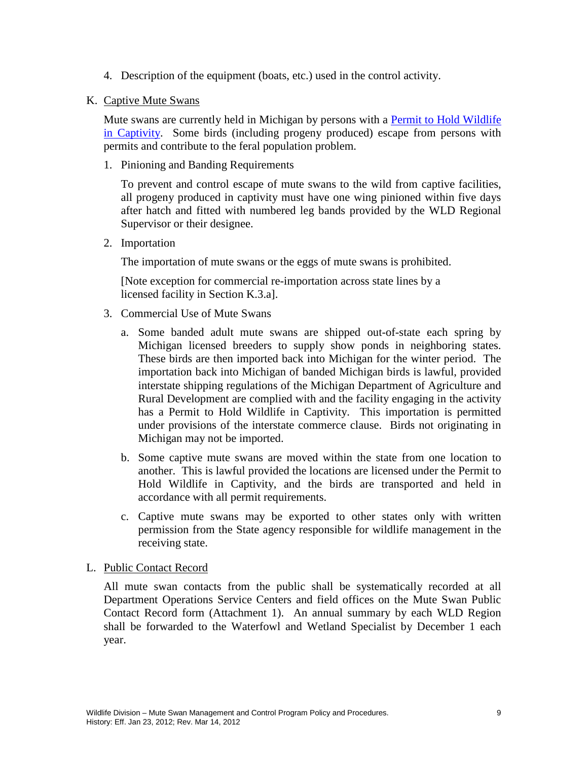4. Description of the equipment (boats, etc.) used in the control activity.

K. Captive Mute Swans

Mute swans are currently held in Michigan by persons with a [Permit to Hold Wildlife in Captivity](). Some birds (including progeny produced) escape from persons with permits and contribute to the feral population problem.

1. Pinioning and Banding Requirements

   To prevent and control escape of mute swans to the wild from captive facilities, all progeny produced in captivity must have one wing pinioned within five days after hatch and fitted with numbered leg bands provided by the WLD Regional Supervisor or their designee.

2. Importation

   The importation of mute swans or the eggs of mute swans is prohibited.

   [Note exception for commercial re-importation across state lines by a licensed facility in Section K.3.a].

3. Commercial Use of Mute Swans

   a. Some banded adult mute swans are shipped out-of-state each spring by Michigan licensed breeders to supply show ponds in neighboring states. These birds are then imported back into Michigan for the winter period. The importation back into Michigan of banded Michigan birds is lawful, provided interstate shipping regulations of the Michigan Department of Agriculture and Rural Development are complied with and the facility engaging in the activity has a Permit to Hold Wildlife in Captivity. This importation is permitted under provisions of the interstate commerce clause. Birds not originating in Michigan may not be imported.

   b. Some captive mute swans are moved within the state from one location to another. This is lawful provided the locations are licensed under the Permit to Hold Wildlife in Captivity, and the birds are transported and held in accordance with all permit requirements.

   c. Captive mute swans may be exported to other states only with written permission from the State agency responsible for wildlife management in the receiving state.

L. Public Contact Record

All mute swan contacts from the public shall be systematically recorded at all Department Operations Service Centers and field offices on the Mute Swan Public Contact Record form (Attachment 1). An annual summary by each WLD Region shall be forwarded to the Waterfowl and Wetland Specialist by December 1 each year.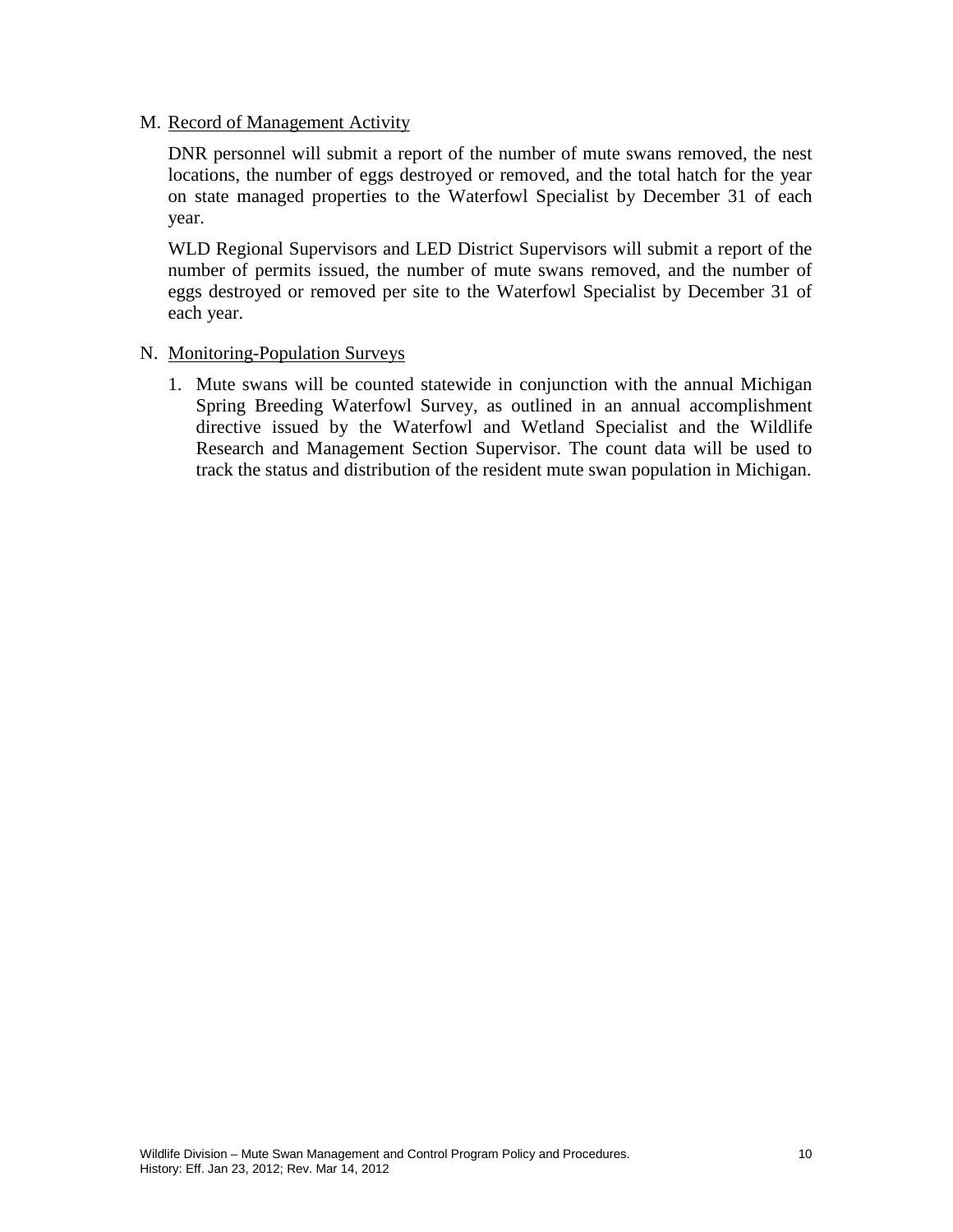M. Record of Management Activity

DNR personnel will submit a report of the number of mute swans removed, the nest locations, the number of eggs destroyed or removed, and the total hatch for the year on state managed properties to the Waterfowl Specialist by December 31 of each year.

WLD Regional Supervisors and LED District Supervisors will submit a report of the number of permits issued, the number of mute swans removed, and the number of eggs destroyed or removed per site to the Waterfowl Specialist by December 31 of each year.

N. Monitoring-Population Surveys

1. Mute swans will be counted statewide in conjunction with the annual Michigan Spring Breeding Waterfowl Survey, as outlined in an annual accomplishment directive issued by the Waterfowl and Wetland Specialist and the Wildlife Research and Management Section Supervisor. The count data will be used to track the status and distribution of the resident mute swan population in Michigan.